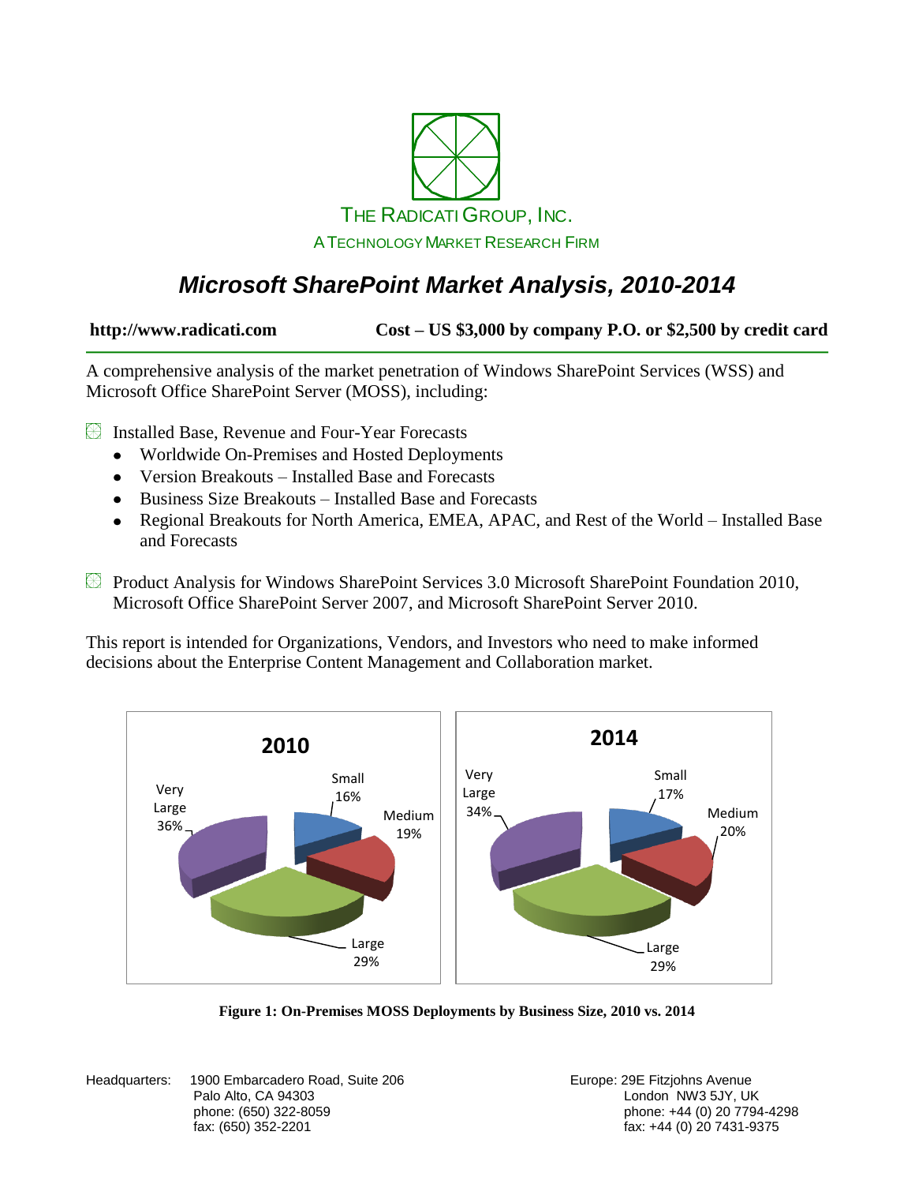THE RADICATI GROUP, INC.

A TECHNOLOGY MARKET RESEARCH FIRM

# *Microsoft SharePoint Market Analysis, 2010-2014*

**http://www.radicati.com** **Cost – US $3,000 by company P.O. or $2,500 by credit card**

A comprehensive analysis of the market penetration of Windows SharePoint Services (WSS) and Microsoft Office SharePoint Server (MOSS), including:

- Installed Base, Revenue and Four-Year Forecasts
  - Worldwide On-Premises and Hosted Deployments
  - Version Breakouts – Installed Base and Forecasts
  - Business Size Breakouts – Installed Base and Forecasts
  - Regional Breakouts for North America, EMEA, APAC, and Rest of the World – Installed Base and Forecasts
- Product Analysis for Windows SharePoint Services 3.0 Microsoft SharePoint Foundation 2010, Microsoft Office SharePoint Server 2007, and Microsoft SharePoint Server 2010.

This report is intended for Organizations, Vendors, and Investors who need to make informed decisions about the Enterprise Content Management and Collaboration market.

| Business Size | 2010 | 2014 |
|---|---|---|
| Small | 16% | 17% |
| Medium | 19% | 20% |
| Large | 29% | 29% |
| Very Large | 36% | 34% |

**Figure 1: On-Premises MOSS Deployments by Business Size, 2010 vs. 2014**

Headquarters: 1900 Embarcadero Road, Suite 206
Palo Alto, CA 94303
phone: (650) 322-8059
fax: (650) 352-2201

Europe: 29E Fitzjohns Avenue
London NW3 5JY, UK
phone: +44 (0) 20 7794-4298
fax: +44 (0) 20 7431-9375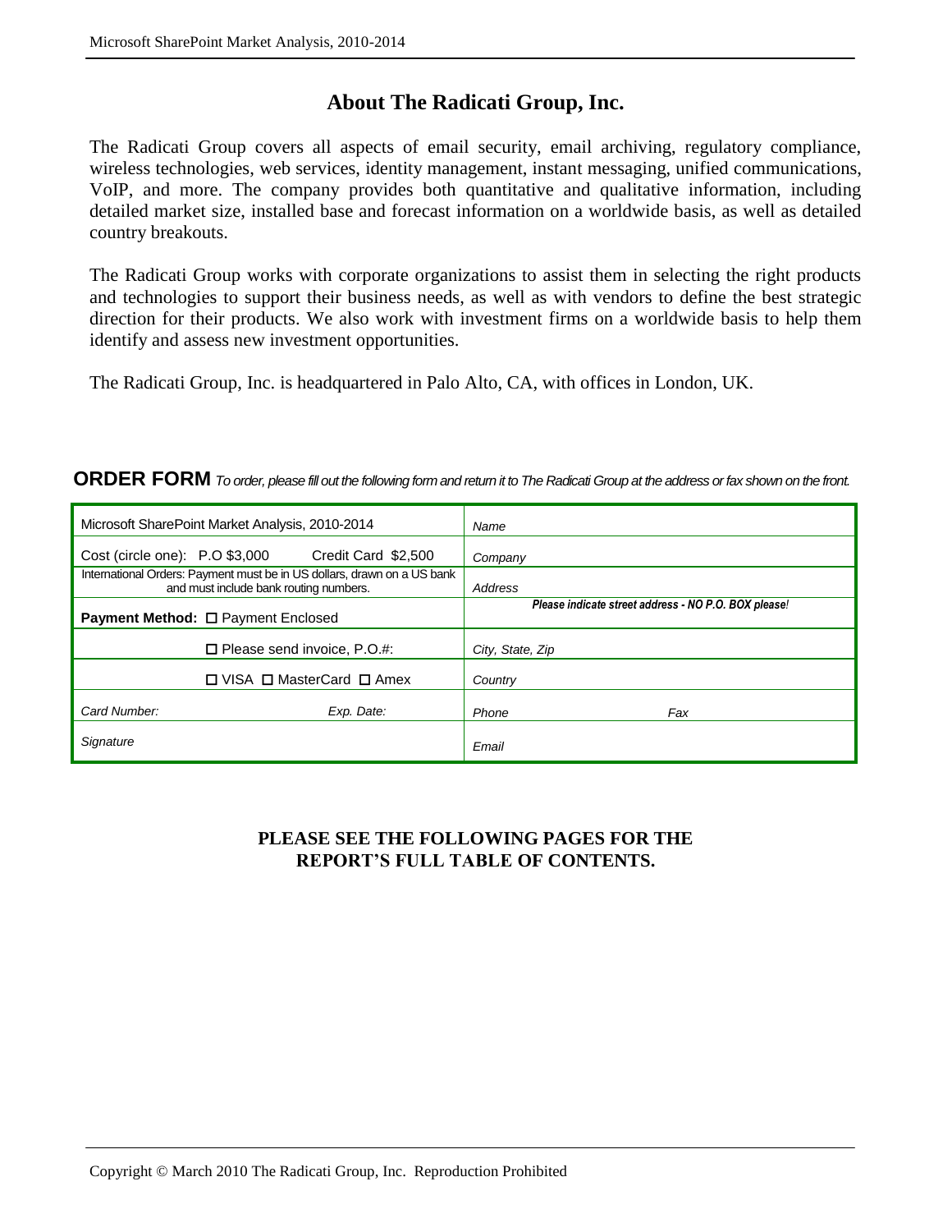## About The Radicati Group, Inc.

The Radicati Group covers all aspects of email security, email archiving, regulatory compliance, wireless technologies, web services, identity management, instant messaging, unified communications, VoIP, and more. The company provides both quantitative and qualitative information, including detailed market size, installed base and forecast information on a worldwide basis, as well as detailed country breakouts.

The Radicati Group works with corporate organizations to assist them in selecting the right products and technologies to support their business needs, as well as with vendors to define the best strategic direction for their products. We also work with investment firms on a worldwide basis to help them identify and assess new investment opportunities.

The Radicati Group, Inc. is headquartered in Palo Alto, CA, with offices in London, UK.

**ORDER FORM** *To order, please fill out the following form and return it to The Radicati Group at the address or fax shown on the front.*

| | |
|---|---|
| Microsoft SharePoint Market Analysis, 2010-2014 | *Name* |
| Cost (circle one): P.O $3,000 Credit Card $2,500 | *Company* |
| International Orders: Payment must be in US dollars, drawn on a US bank and must include bank routing numbers. | *Address* |
| **Payment Method:** ☐ Payment Enclosed | ***Please indicate street address - NO P.O. BOX please!*** |
| ☐ Please send invoice, P.O.#: | *City, State, Zip* |
| ☐ VISA ☐ MasterCard ☐ Amex | *Country* |
| *Card Number:* *Exp. Date:* | *Phone* *Fax* |
| *Signature* | *Email* |

**PLEASE SEE THE FOLLOWING PAGES FOR THE REPORT'S FULL TABLE OF CONTENTS.**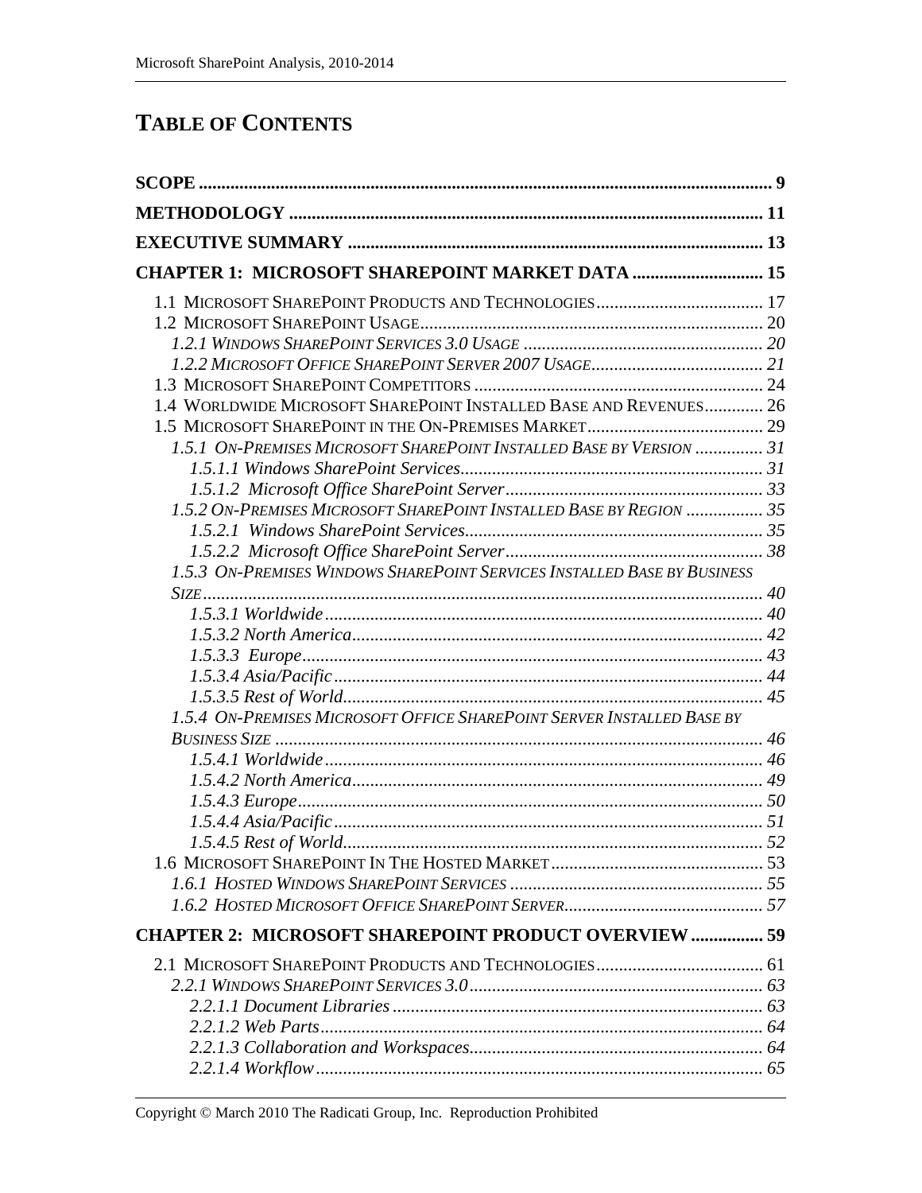# TABLE OF CONTENTS

**SCOPE** ............ 9

**METHODOLOGY** ............ 11

**EXECUTIVE SUMMARY** ............ 13

**CHAPTER 1: MICROSOFT SHAREPOINT MARKET DATA** ............ 15

- 1.1 MICROSOFT SHAREPOINT PRODUCTS AND TECHNOLOGIES ............ 17
- 1.2 MICROSOFT SHAREPOINT USAGE ............ 20
  - *1.2.1 WINDOWS SHAREPOINT SERVICES 3.0 USAGE* ............ *20*
  - *1.2.2 MICROSOFT OFFICE SHAREPOINT SERVER 2007 USAGE* ............ *21*
- 1.3 MICROSOFT SHAREPOINT COMPETITORS ............ 24
- 1.4 WORLDWIDE MICROSOFT SHAREPOINT INSTALLED BASE AND REVENUES ............ 26
- 1.5 MICROSOFT SHAREPOINT IN THE ON-PREMISES MARKET ............ 29
  - *1.5.1 ON-PREMISES MICROSOFT SHAREPOINT INSTALLED BASE BY VERSION* ............ *31*
    - *1.5.1.1 Windows SharePoint Services* ............ *31*
    - *1.5.1.2 Microsoft Office SharePoint Server* ............ *33*
  - *1.5.2 ON-PREMISES MICROSOFT SHAREPOINT INSTALLED BASE BY REGION* ............ *35*
    - *1.5.2.1 Windows SharePoint Services* ............ *35*
    - *1.5.2.2 Microsoft Office SharePoint Server* ............ *38*
  - *1.5.3 ON-PREMISES WINDOWS SHAREPOINT SERVICES INSTALLED BASE BY BUSINESS SIZE* ............ *40*
    - *1.5.3.1 Worldwide* ............ *40*
    - *1.5.3.2 North America* ............ *42*
    - *1.5.3.3 Europe* ............ *43*
    - *1.5.3.4 Asia/Pacific* ............ *44*
    - *1.5.3.5 Rest of World* ............ *45*
  - *1.5.4 ON-PREMISES MICROSOFT OFFICE SHAREPOINT SERVER INSTALLED BASE BY BUSINESS SIZE* ............ *46*
    - *1.5.4.1 Worldwide* ............ *46*
    - *1.5.4.2 North America* ............ *49*
    - *1.5.4.3 Europe* ............ *50*
    - *1.5.4.4 Asia/Pacific* ............ *51*
    - *1.5.4.5 Rest of World* ............ *52*
- 1.6 MICROSOFT SHAREPOINT IN THE HOSTED MARKET ............ 53
  - *1.6.1 HOSTED WINDOWS SHAREPOINT SERVICES* ............ *55*
  - *1.6.2 HOSTED MICROSOFT OFFICE SHAREPOINT SERVER* ............ *57*

**CHAPTER 2: MICROSOFT SHAREPOINT PRODUCT OVERVIEW** ............ 59

- 2.1 MICROSOFT SHAREPOINT PRODUCTS AND TECHNOLOGIES ............ 61
  - *2.2.1 WINDOWS SHAREPOINT SERVICES 3.0* ............ *63*
    - *2.2.1.1 Document Libraries* ............ *63*
    - *2.2.1.2 Web Parts* ............ *64*
    - *2.2.1.3 Collaboration and Workspaces* ............ *64*
    - *2.2.1.4 Workflow* ............ *65*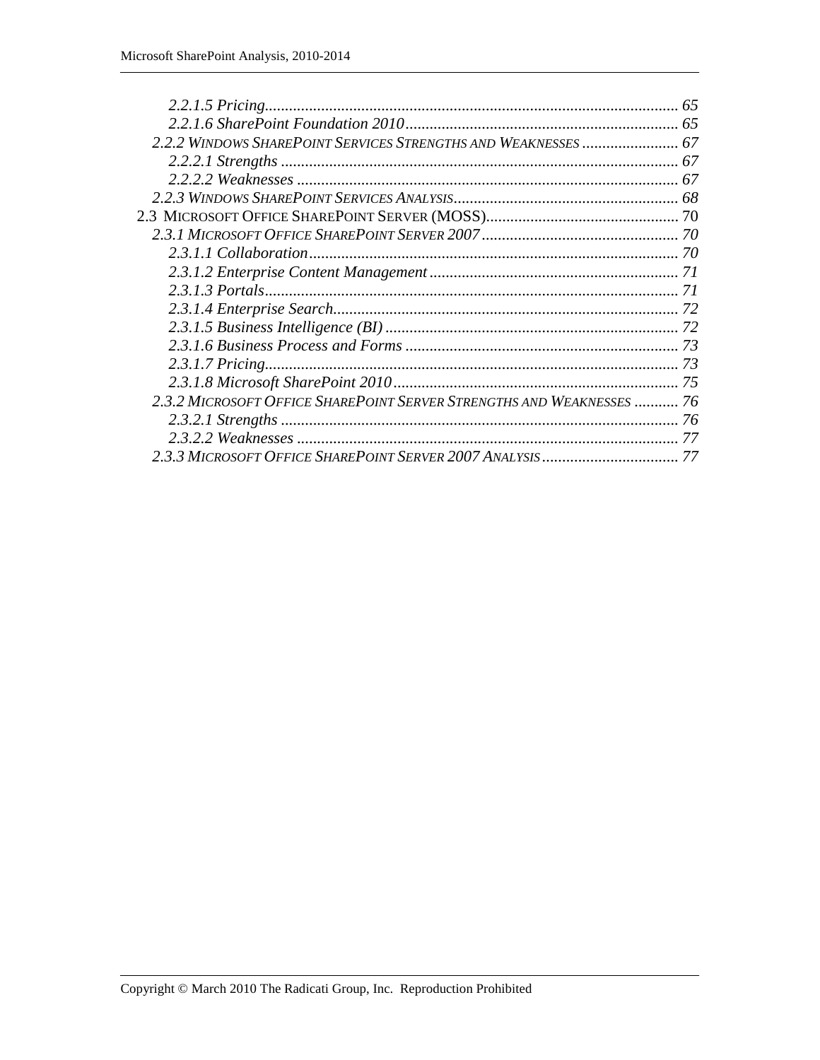*2.2.1.5 Pricing* ..... 65
*2.2.1.6 SharePoint Foundation 2010* ..... 65
*2.2.2 Windows SharePoint Services Strengths and Weaknesses* ..... 67
*2.2.2.1 Strengths* ..... 67
*2.2.2.2 Weaknesses* ..... 67
*2.2.3 Windows SharePoint Services Analysis* ..... 68
2.3 Microsoft Office SharePoint Server (MOSS) ..... 70
*2.3.1 Microsoft Office SharePoint Server 2007* ..... 70
*2.3.1.1 Collaboration* ..... 70
*2.3.1.2 Enterprise Content Management* ..... 71
*2.3.1.3 Portals* ..... 71
*2.3.1.4 Enterprise Search* ..... 72
*2.3.1.5 Business Intelligence (BI)* ..... 72
*2.3.1.6 Business Process and Forms* ..... 73
*2.3.1.7 Pricing* ..... 73
*2.3.1.8 Microsoft SharePoint 2010* ..... 75
*2.3.2 Microsoft Office SharePoint Server Strengths and Weaknesses* ..... 76
*2.3.2.1 Strengths* ..... 76
*2.3.2.2 Weaknesses* ..... 77
*2.3.3 Microsoft Office SharePoint Server 2007 Analysis* ..... 77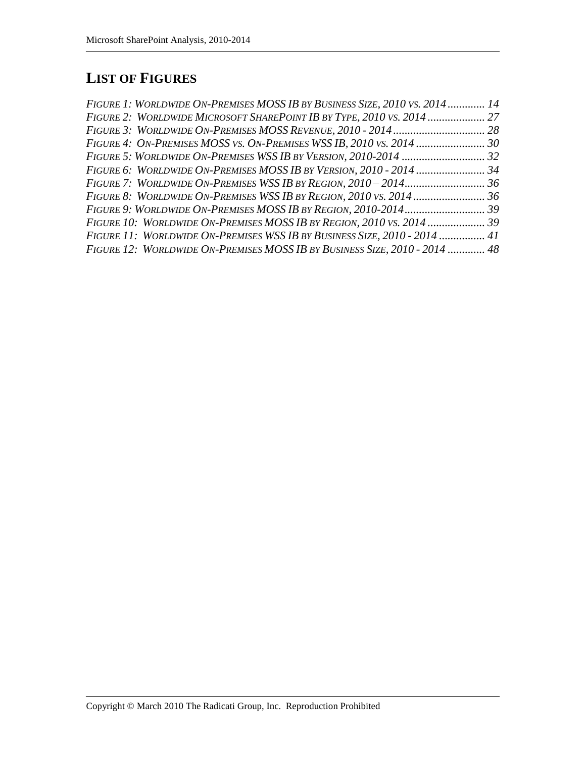## LIST OF FIGURES

*FIGURE 1: WORLDWIDE ON-PREMISES MOSS IB BY BUSINESS SIZE, 2010 VS. 2014 ............. 14*
*FIGURE 2: WORLDWIDE MICROSOFT SHAREPOINT IB BY TYPE, 2010 VS. 2014 .................... 27*
*FIGURE 3: WORLDWIDE ON-PREMISES MOSS REVENUE, 2010 - 2014 ................................ 28*
*FIGURE 4: ON-PREMISES MOSS VS. ON-PREMISES WSS IB, 2010 VS. 2014 ........................ 30*
*FIGURE 5: WORLDWIDE ON-PREMISES WSS IB BY VERSION, 2010-2014 ............................. 32*
*FIGURE 6: WORLDWIDE ON-PREMISES MOSS IB BY VERSION, 2010 - 2014 ........................ 34*
*FIGURE 7: WORLDWIDE ON-PREMISES WSS IB BY REGION, 2010 – 2014............................ 36*
*FIGURE 8: WORLDWIDE ON-PREMISES WSS IB BY REGION, 2010 VS. 2014 ......................... 36*
*FIGURE 9: WORLDWIDE ON-PREMISES MOSS IB BY REGION, 2010-2014............................ 39*
*FIGURE 10: WORLDWIDE ON-PREMISES MOSS IB BY REGION, 2010 VS. 2014 .................... 39*
*FIGURE 11: WORLDWIDE ON-PREMISES WSS IB BY BUSINESS SIZE, 2010 - 2014 ................ 41*
*FIGURE 12: WORLDWIDE ON-PREMISES MOSS IB BY BUSINESS SIZE, 2010 - 2014 ............. 48*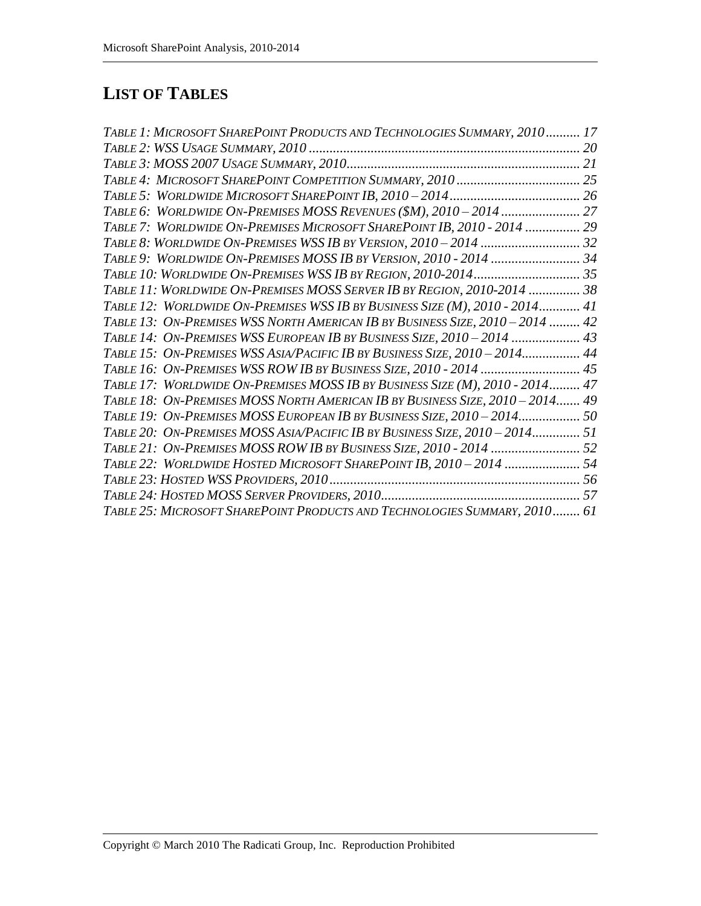# LIST OF TABLES

*TABLE 1: MICROSOFT SHAREPOINT PRODUCTS AND TECHNOLOGIES SUMMARY, 2010 .......... 17*
*TABLE 2: WSS USAGE SUMMARY, 2010 .............................................................................. 20*
*TABLE 3: MOSS 2007 USAGE SUMMARY, 2010................................................................... 21*
*TABLE 4: MICROSOFT SHAREPOINT COMPETITION SUMMARY, 2010 .................................... 25*
*TABLE 5: WORLDWIDE MICROSOFT SHAREPOINT IB, 2010 – 2014...................................... 26*
*TABLE 6: WORLDWIDE ON-PREMISES MOSS REVENUES ($M), 2010 – 2014 ....................... 27*
*TABLE 7: WORLDWIDE ON-PREMISES MICROSOFT SHAREPOINT IB, 2010 - 2014 ................ 29*
*TABLE 8: WORLDWIDE ON-PREMISES WSS IB BY VERSION, 2010 – 2014 ............................ 32*
*TABLE 9: WORLDWIDE ON-PREMISES MOSS IB BY VERSION, 2010 - 2014 .......................... 34*
*TABLE 10: WORLDWIDE ON-PREMISES WSS IB BY REGION, 2010-2014............................... 35*
*TABLE 11: WORLDWIDE ON-PREMISES MOSS SERVER IB BY REGION, 2010-2014 ............... 38*
*TABLE 12: WORLDWIDE ON-PREMISES WSS IB BY BUSINESS SIZE (M), 2010 - 2014............ 41*
*TABLE 13: ON-PREMISES WSS NORTH AMERICAN IB BY BUSINESS SIZE, 2010 – 2014 ......... 42*
*TABLE 14: ON-PREMISES WSS EUROPEAN IB BY BUSINESS SIZE, 2010 – 2014 .................... 43*
*TABLE 15: ON-PREMISES WSS ASIA/PACIFIC IB BY BUSINESS SIZE, 2010 – 2014................. 44*
*TABLE 16: ON-PREMISES WSS ROW IB BY BUSINESS SIZE, 2010 - 2014 ............................ 45*
*TABLE 17: WORLDWIDE ON-PREMISES MOSS IB BY BUSINESS SIZE (M), 2010 - 2014......... 47*
*TABLE 18: ON-PREMISES MOSS NORTH AMERICAN IB BY BUSINESS SIZE, 2010 – 2014....... 49*
*TABLE 19: ON-PREMISES MOSS EUROPEAN IB BY BUSINESS SIZE, 2010 – 2014.................. 50*
*TABLE 20: ON-PREMISES MOSS ASIA/PACIFIC IB BY BUSINESS SIZE, 2010 – 2014.............. 51*
*TABLE 21: ON-PREMISES MOSS ROW IB BY BUSINESS SIZE, 2010 - 2014 .......................... 52*
*TABLE 22: WORLDWIDE HOSTED MICROSOFT SHAREPOINT IB, 2010 – 2014 ...................... 54*
*TABLE 23: HOSTED WSS PROVIDERS, 2010......................................................................... 56*
*TABLE 24: HOSTED MOSS SERVER PROVIDERS, 2010.......................................................... 57*
*TABLE 25: MICROSOFT SHAREPOINT PRODUCTS AND TECHNOLOGIES SUMMARY, 2010........ 61*